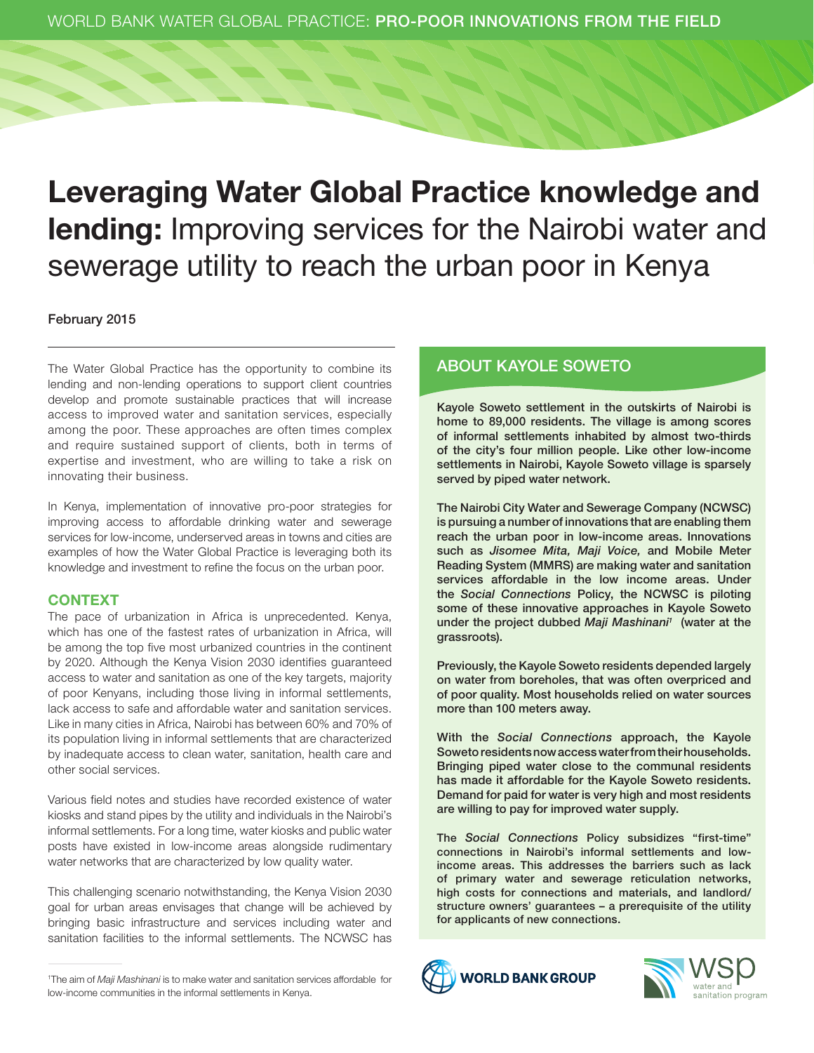WORLD BANK WATER GLOBAL PRACTICE: **PRO-POOR INNOVATIONS FROM THE FIELD**

# **Leveraging Water Global Practice knowledge and lending:** Improving services for the Nairobi water and sewerage utility to reach the urban poor in Kenya

February 2015

The Water Global Practice has the opportunity to combine its lending and non-lending operations to support client countries develop and promote sustainable practices that will increase access to improved water and sanitation services, especially among the poor. These approaches are often times complex and require sustained support of clients, both in terms of expertise and investment, who are willing to take a risk on innovating their business.

In Kenya, implementation of innovative pro-poor strategies for improving access to affordable drinking water and sewerage services for low-income, underserved areas in towns and cities are examples of how the Water Global Practice is leveraging both its knowledge and investment to refine the focus on the urban poor.

## CONTEXT

The pace of urbanization in Africa is unprecedented. Kenya, which has one of the fastest rates of urbanization in Africa, will be among the top five most urbanized countries in the continent by 2020. Although the Kenya Vision 2030 identifies guaranteed access to water and sanitation as one of the key targets, majority of poor Kenyans, including those living in informal settlements, lack access to safe and affordable water and sanitation services. Like in many cities in Africa, Nairobi has between 60% and 70% of its population living in informal settlements that are characterized by inadequate access to clean water, sanitation, health care and other social services.

Various field notes and studies have recorded existence of water kiosks and stand pipes by the utility and individuals in the Nairobi's informal settlements. For a long time, water kiosks and public water posts have existed in low-income areas alongside rudimentary water networks that are characterized by low quality water.

This challenging scenario notwithstanding, the Kenya Vision 2030 goal for urban areas envisages that change will be achieved by bringing basic infrastructure and services including water and sanitation facilities to the informal settlements. The NCWSC has

## ABOUT KAYOLE SOWETO

**Kayole Soweto settlement in the outskirts of Nairobi is home to 89,000 residents. The village is among scores of informal settlements inhabited by almost two-thirds of the city's four million people. Like other low-income settlements in Nairobi, Kayole Soweto village is sparsely served by piped water network.**

**The Nairobi City Water and Sewerage Company (NCWSC) is pursuing a number of innovations that are enabling them reach the urban poor in low-income areas. Innovations such as *Jisomee Mita, Maji Voice,* and Mobile Meter Reading System (MMRS) are making water and sanitation services affordable in the low income areas. Under the *Social Connections* Policy, the NCWSC is piloting some of these innovative approaches in Kayole Soweto under the project dubbed *Maji Mashinani*[1] (water at the grassroots).**

**Previously, the Kayole Soweto residents depended largely on water from boreholes, that was often overpriced and of poor quality. Most households relied on water sources more than 100 meters away.**

**With the *Social Connections* approach, the Kayole Soweto residents now access water from their households. Bringing piped water close to the communal residents has made it affordable for the Kayole Soweto residents. Demand for paid for water is very high and most residents are willing to pay for improved water supply.**

**The *Social Connections* Policy subsidizes "first-time" connections in Nairobi's informal settlements and low-income areas. This addresses the barriers such as lack of primary water and sewerage reticulation networks, high costs for connections and materials, and landlord/ structure owners' guarantees – a prerequisite of the utility for applicants of new connections.**

[1]The aim of *Maji Mashinani* is to make water and sanitation services affordable for low-income communities in the informal settlements in Kenya.

WORLD BANK GROUP

wsp water and sanitation program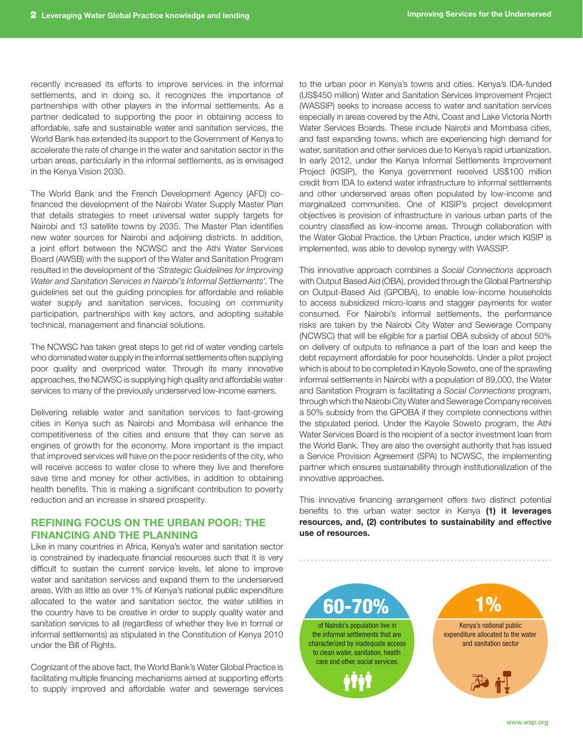recently increased its efforts to improve services in the informal settlements, and in doing so, it recognizes the importance of partnerships with other players in the informal settlements. As a partner dedicated to supporting the poor in obtaining access to affordable, safe and sustainable water and sanitation services, the World Bank has extended its support to the Government of Kenya to accelerate the rate of change in the water and sanitation sector in the urban areas, particularly in the informal settlements, as is envisaged in the Kenya Vision 2030.

The World Bank and the French Development Agency (AFD) co-financed the development of the Nairobi Water Supply Master Plan that details strategies to meet universal water supply targets for Nairobi and 13 satellite towns by 2035. The Master Plan identifies new water sources for Nairobi and adjoining districts. In addition, a joint effort between the NCWSC and the Athi Water Services Board (AWSB) with the support of the Water and Sanitation Program resulted in the development of the *'Strategic Guidelines for Improving Water and Sanitation Services in Nairobi's Informal Settlements'*. The guidelines set out the guiding principles for affordable and reliable water supply and sanitation services, focusing on community participation, partnerships with key actors, and adopting suitable technical, management and financial solutions.

The NCWSC has taken great steps to get rid of water vending cartels who dominated water supply in the informal settlements often supplying poor quality and overpriced water. Through its many innovative approaches, the NCWSC is supplying high quality and affordable water services to many of the previously underserved low-income earners.

Delivering reliable water and sanitation services to fast-growing cities in Kenya such as Nairobi and Mombasa will enhance the competitiveness of the cities and ensure that they can serve as engines of growth for the economy. More important is the impact that improved services will have on the poor residents of the city, who will receive access to water close to where they live and therefore save time and money for other activities, in addition to obtaining health benefits. This is making a significant contribution to poverty reduction and an increase in shared prosperity.

## REFINING FOCUS ON THE URBAN POOR: THE FINANCING AND THE PLANNING

Like in many countries in Africa, Kenya's water and sanitation sector is constrained by inadequate financial resources such that it is very difficult to sustain the current service levels, let alone to improve water and sanitation services and expand them to the underserved areas. With as little as over 1% of Kenya's national public expenditure allocated to the water and sanitation sector, the water utilities in the country have to be creative in order to supply quality water and sanitation services to all (regardless of whether they live in formal or informal settlements) as stipulated in the Constitution of Kenya 2010 under the Bill of Rights.

Cognizant of the above fact, the World Bank's Water Global Practice is facilitating multiple financing mechanisms aimed at supporting efforts to supply improved and affordable water and sewerage services to the urban poor in Kenya's towns and cities. Kenya's IDA-funded (US$450 million) Water and Sanitation Services Improvement Project (WASSIP) seeks to increase access to water and sanitation services especially in areas covered by the Athi, Coast and Lake Victoria North Water Services Boards. These include Nairobi and Mombasa cities, and fast expanding towns, which are experiencing high demand for water, sanitation and other services due to Kenya's rapid urbanization. In early 2012, under the Kenya Informal Settlements Improvement Project (KISIP), the Kenya government received US$100 million credit from IDA to extend water infrastructure to informal settlements and other underserved areas often populated by low-income and marginalized communities. One of KISIP's project development objectives is provision of infrastructure in various urban parts of the country classified as low-income areas. Through collaboration with the Water Global Practice, the Urban Practice, under which KISIP is implemented, was able to develop synergy with WASSIP.

This innovative approach combines a *Social Connections* approach with Output Based Aid (OBA), provided through the Global Partnership on Output-Based Aid (GPOBA), to enable low-income households to access subsidized micro-loans and stagger payments for water consumed. For Nairobi's informal settlements, the performance risks are taken by the Nairobi City Water and Sewerage Company (NCWSC) that will be eligible for a partial OBA subsidy of about 50% on delivery of outputs to refinance a part of the loan and keep the debt repayment affordable for poor households. Under a pilot project which is about to be completed in Kayole Soweto, one of the sprawling informal settlements in Nairobi with a population of 89,000, the Water and Sanitation Program is facilitating a *Social Connections* program, through which the Nairobi City Water and Sewerage Company receives a 50% subsidy from the GPOBA if they complete connections within the stipulated period. Under the Kayole Soweto program, the Athi Water Services Board is the recipient of a sector investment loan from the World Bank. They are also the oversight authority that has issued a Service Provision Agreement (SPA) to NCWSC, the implementing partner which ensures sustainability through institutionalization of the innovative approaches.

This innovative financing arrangement offers two distinct potential benefits to the urban water sector in Kenya **(1) it leverages resources, and, (2) contributes to sustainability and effective use of resources.**

**60-70%**
of Nairobi's population live in the informal settlements that are characterized by inadequate access to clean water, sanitation, health care and other social services.

**1%**
Kenya's national public expenditure allocated to the water and sanitation sector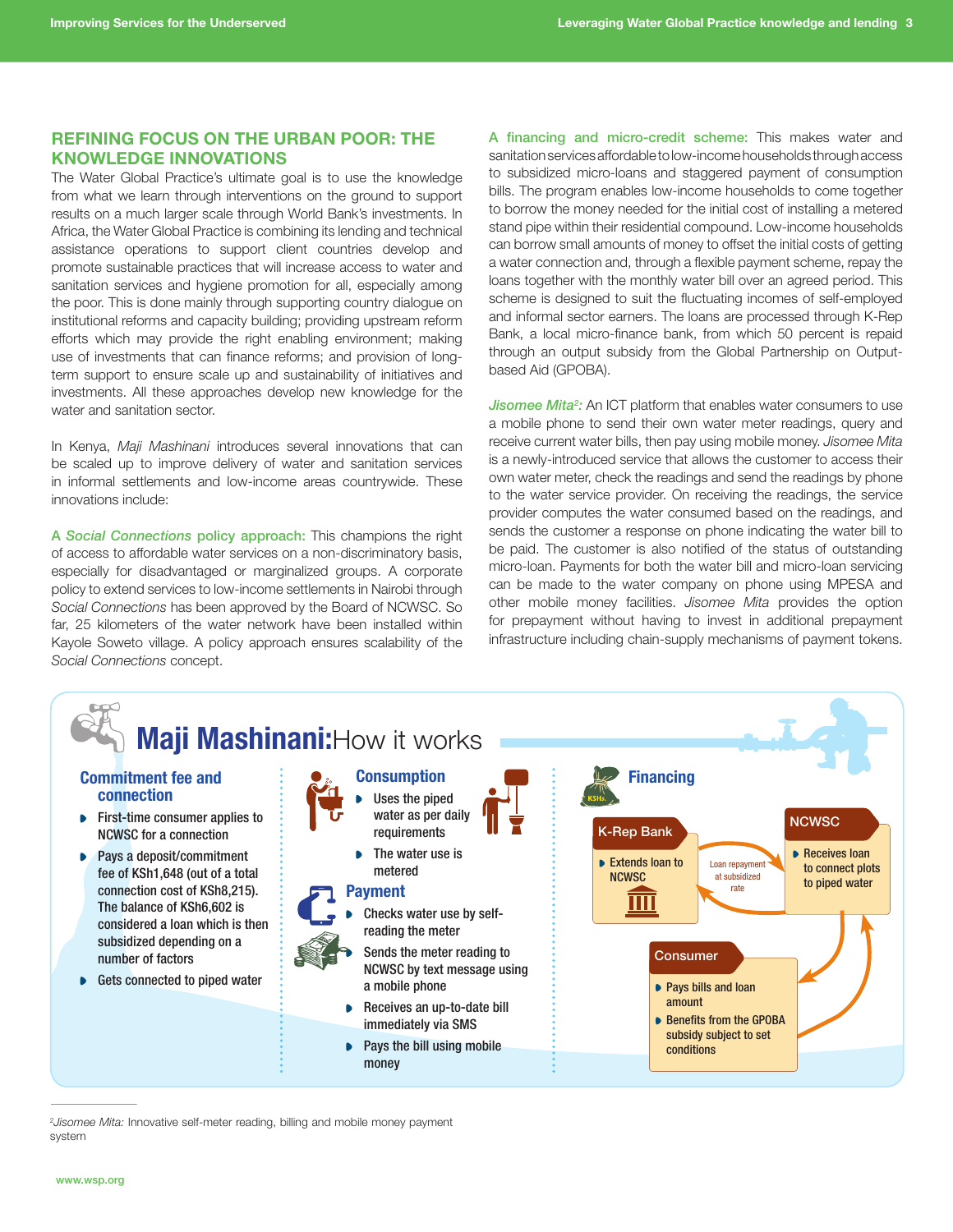## REFINING FOCUS ON THE URBAN POOR: THE KNOWLEDGE INNOVATIONS

The Water Global Practice's ultimate goal is to use the knowledge from what we learn through interventions on the ground to support results on a much larger scale through World Bank's investments. In Africa, the Water Global Practice is combining its lending and technical assistance operations to support client countries develop and promote sustainable practices that will increase access to water and sanitation services and hygiene promotion for all, especially among the poor. This is done mainly through supporting country dialogue on institutional reforms and capacity building; providing upstream reform efforts which may provide the right enabling environment; making use of investments that can finance reforms; and provision of long-term support to ensure scale up and sustainability of initiatives and investments. All these approaches develop new knowledge for the water and sanitation sector.

In Kenya, *Maji Mashinani* introduces several innovations that can be scaled up to improve delivery of water and sanitation services in informal settlements and low-income areas countrywide. These innovations include:

**A *Social Connections* policy approach:** This champions the right of access to affordable water services on a non-discriminatory basis, especially for disadvantaged or marginalized groups. A corporate policy to extend services to low-income settlements in Nairobi through *Social Connections* has been approved by the Board of NCWSC. So far, 25 kilometers of the water network have been installed within Kayole Soweto village. A policy approach ensures scalability of the *Social Connections* concept.

**A financing and micro-credit scheme:** This makes water and sanitation services affordable to low-income households through access to subsidized micro-loans and staggered payment of consumption bills. The program enables low-income households to come together to borrow the money needed for the initial cost of installing a metered stand pipe within their residential compound. Low-income households can borrow small amounts of money to offset the initial costs of getting a water connection and, through a flexible payment scheme, repay the loans together with the monthly water bill over an agreed period. This scheme is designed to suit the fluctuating incomes of self-employed and informal sector earners. The loans are processed through K-Rep Bank, a local micro-finance bank, from which 50 percent is repaid through an output subsidy from the Global Partnership on Output-based Aid (GPOBA).

***Jisomee Mita*[2]:** An ICT platform that enables water consumers to use a mobile phone to send their own water meter readings, query and receive current water bills, then pay using mobile money. *Jisomee Mita* is a newly-introduced service that allows the customer to access their own water meter, check the readings and send the readings by phone to the water service provider. On receiving the readings, the service provider computes the water consumed based on the readings, and sends the customer a response on phone indicating the water bill to be paid. The customer is also notified of the status of outstanding micro-loan. Payments for both the water bill and micro-loan servicing can be made to the water company on phone using MPESA and other mobile money facilities. *Jisomee Mita* provides the option for prepayment without having to invest in additional prepayment infrastructure including chain-supply mechanisms of payment tokens.

### Maji Mashinani: How it works

**Commitment fee and connection**

- First-time consumer applies to NCWSC for a connection
- Pays a deposit/commitment fee of KSh1,648 (out of a total connection cost of KSh8,215). The balance of KSh6,602 is considered a loan which is then subsidized depending on a number of factors
- Gets connected to piped water

**Consumption**

- Uses the piped water as per daily requirements
- The water use is metered

**Payment**

- Checks water use by self-reading the meter
- Sends the meter reading to NCWSC by text message using a mobile phone
- Receives an up-to-date bill immediately via SMS
- Pays the bill using mobile money

**Financing**

**K-Rep Bank**
- Extends loan to NCWSC

Loan repayment at subsidized rate

**NCWSC**
- Receives loan to connect plots to piped water

**Consumer**
- Pays bills and loan amount
- Benefits from the GPOBA subsidy subject to set conditions

---

[2] *Jisomee Mita:* Innovative self-meter reading, billing and mobile money payment system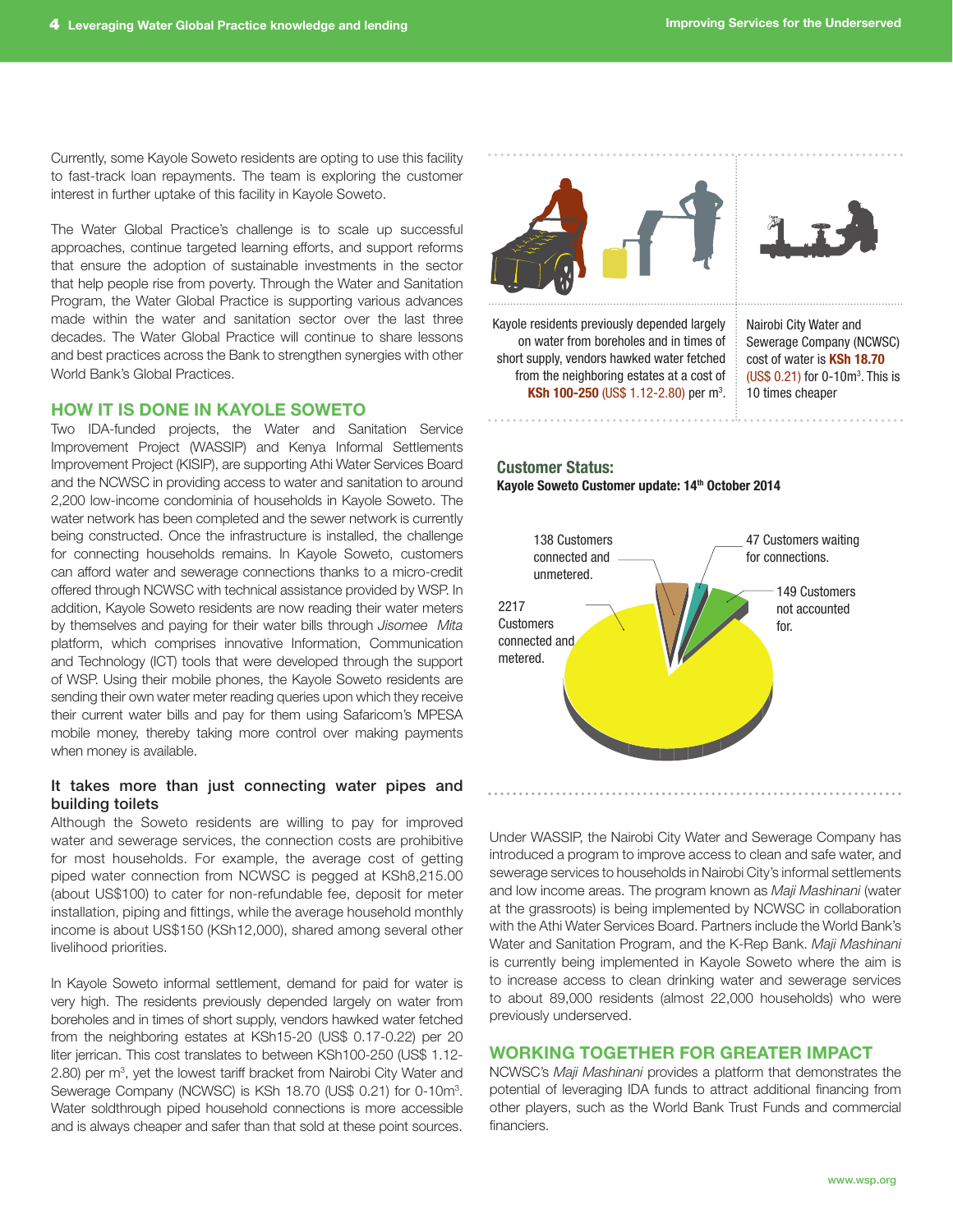Currently, some Kayole Soweto residents are opting to use this facility to fast-track loan repayments. The team is exploring the customer interest in further uptake of this facility in Kayole Soweto.

The Water Global Practice's challenge is to scale up successful approaches, continue targeted learning efforts, and support reforms that ensure the adoption of sustainable investments in the sector that help people rise from poverty. Through the Water and Sanitation Program, the Water Global Practice is supporting various advances made within the water and sanitation sector over the last three decades. The Water Global Practice will continue to share lessons and best practices across the Bank to strengthen synergies with other World Bank's Global Practices.

## HOW IT IS DONE IN KAYOLE SOWETO

Two IDA-funded projects, the Water and Sanitation Service Improvement Project (WASSIP) and Kenya Informal Settlements Improvement Project (KISIP), are supporting Athi Water Services Board and the NCWSC in providing access to water and sanitation to around 2,200 low-income condominia of households in Kayole Soweto. The water network has been completed and the sewer network is currently being constructed. Once the infrastructure is installed, the challenge for connecting households remains. In Kayole Soweto, customers can afford water and sewerage connections thanks to a micro-credit offered through NCWSC with technical assistance provided by WSP. In addition, Kayole Soweto residents are now reading their water meters by themselves and paying for their water bills through *Jisomee Mita* platform, which comprises innovative Information, Communication and Technology (ICT) tools that were developed through the support of WSP. Using their mobile phones, the Kayole Soweto residents are sending their own water meter reading queries upon which they receive their current water bills and pay for them using Safaricom's MPESA mobile money, thereby taking more control over making payments when money is available.

### It takes more than just connecting water pipes and building toilets

Although the Soweto residents are willing to pay for improved water and sewerage services, the connection costs are prohibitive for most households. For example, the average cost of getting piped water connection from NCWSC is pegged at KSh8,215.00 (about US$100) to cater for non-refundable fee, deposit for meter installation, piping and fittings, while the average household monthly income is about US$150 (KSh12,000), shared among several other livelihood priorities.

In Kayole Soweto informal settlement, demand for paid for water is very high. The residents previously depended largely on water from boreholes and in times of short supply, vendors hawked water fetched from the neighboring estates at KSh15-20 (US$ 0.17-0.22) per 20 liter jerrican. This cost translates to between KSh100-250 (US$ 1.12-2.80) per m$^3$, yet the lowest tariff bracket from Nairobi City Water and Sewerage Company (NCWSC) is KSh 18.70 (US$ 0.21) for 0-10m$^3$. Water soldthrough piped household connections is more accessible and is always cheaper and safer than that sold at these point sources.

Kayole residents previously depended largely on water from boreholes and in times of short supply, vendors hawked water fetched from the neighboring estates at a cost of **KSh 100-250** (US$ 1.12-2.80) per m$^3$.

Nairobi City Water and Sewerage Company (NCWSC) cost of water is **KSh 18.70** (US$ 0.21) for 0-10m$^3$. This is 10 times cheaper

**Customer Status:**

**Kayole Soweto Customer update: 14th October 2014**

- 2217 Customers connected and metered.
- 138 Customers connected and unmetered.
- 47 Customers waiting for connections.
- 149 Customers not accounted for.

Under WASSIP, the Nairobi City Water and Sewerage Company has introduced a program to improve access to clean and safe water, and sewerage services to households in Nairobi City's informal settlements and low income areas. The program known as *Maji Mashinani* (water at the grassroots) is being implemented by NCWSC in collaboration with the Athi Water Services Board. Partners include the World Bank's Water and Sanitation Program, and the K-Rep Bank. *Maji Mashinani* is currently being implemented in Kayole Soweto where the aim is to increase access to clean drinking water and sewerage services to about 89,000 residents (almost 22,000 households) who were previously underserved.

## WORKING TOGETHER FOR GREATER IMPACT

NCWSC's *Maji Mashinani* provides a platform that demonstrates the potential of leveraging IDA funds to attract additional financing from other players, such as the World Bank Trust Funds and commercial financiers.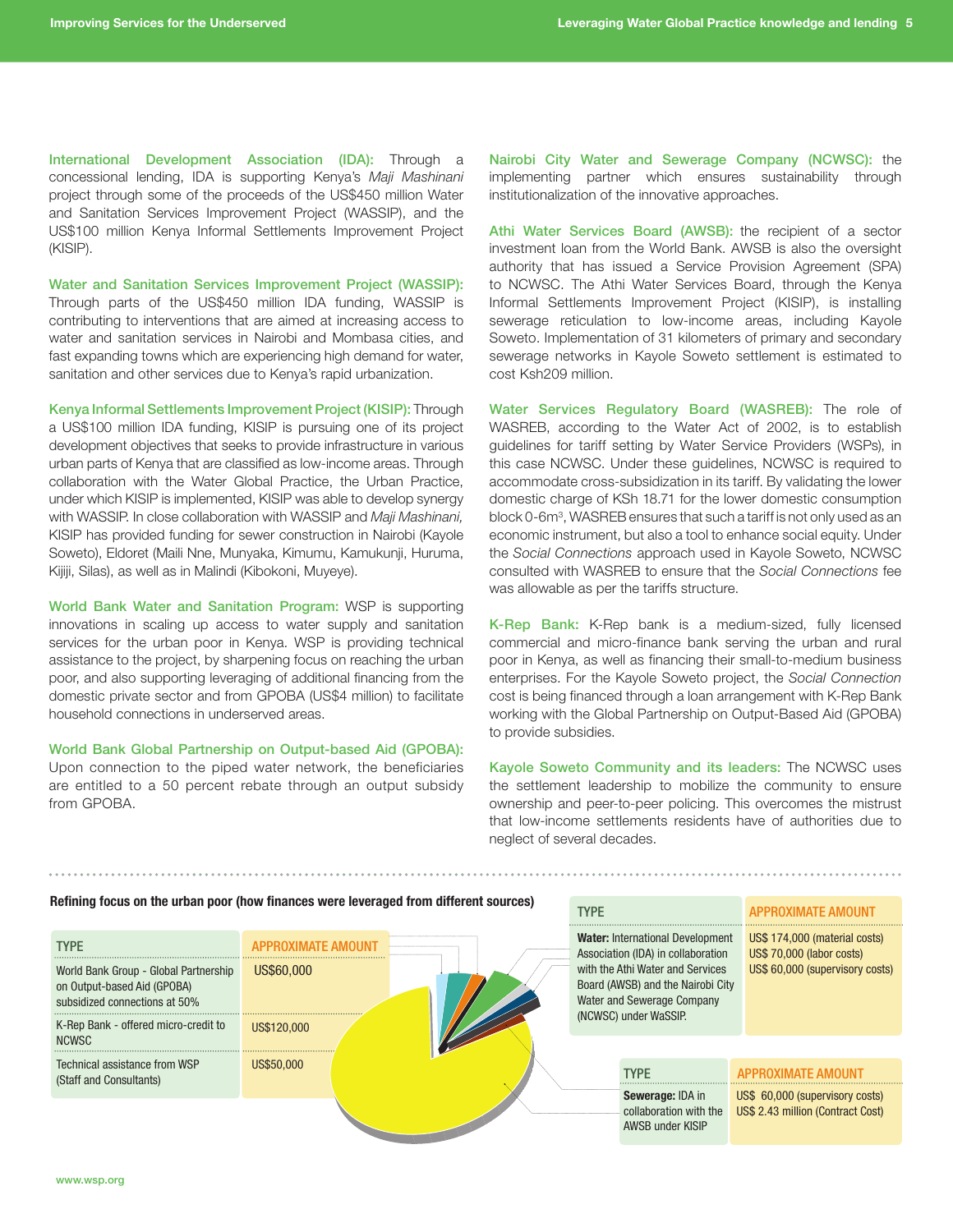**International Development Association (IDA):** Through a concessional lending, IDA is supporting Kenya's *Maji Mashinani* project through some of the proceeds of the US$450 million Water and Sanitation Services Improvement Project (WASSIP), and the US$100 million Kenya Informal Settlements Improvement Project (KISIP).

**Water and Sanitation Services Improvement Project (WASSIP):** Through parts of the US$450 million IDA funding, WASSIP is contributing to interventions that are aimed at increasing access to water and sanitation services in Nairobi and Mombasa cities, and fast expanding towns which are experiencing high demand for water, sanitation and other services due to Kenya's rapid urbanization.

**Kenya Informal Settlements Improvement Project (KISIP):** Through a US$100 million IDA funding, KISIP is pursuing one of its project development objectives that seeks to provide infrastructure in various urban parts of Kenya that are classified as low-income areas. Through collaboration with the Water Global Practice, the Urban Practice, under which KISIP is implemented, KISIP was able to develop synergy with WASSIP. In close collaboration with WASSIP and *Maji Mashinani,* KISIP has provided funding for sewer construction in Nairobi (Kayole Soweto), Eldoret (Maili Nne, Munyaka, Kimumu, Kamukunji, Huruma, Kijiji, Silas), as well as in Malindi (Kibokoni, Muyeye).

**World Bank Water and Sanitation Program:** WSP is supporting innovations in scaling up access to water supply and sanitation services for the urban poor in Kenya. WSP is providing technical assistance to the project, by sharpening focus on reaching the urban poor, and also supporting leveraging of additional financing from the domestic private sector and from GPOBA (US$4 million) to facilitate household connections in underserved areas.

**World Bank Global Partnership on Output-based Aid (GPOBA):** Upon connection to the piped water network, the beneficiaries are entitled to a 50 percent rebate through an output subsidy from GPOBA.

**Nairobi City Water and Sewerage Company (NCWSC):** the implementing partner which ensures sustainability through institutionalization of the innovative approaches.

**Athi Water Services Board (AWSB):** the recipient of a sector investment loan from the World Bank. AWSB is also the oversight authority that has issued a Service Provision Agreement (SPA) to NCWSC. The Athi Water Services Board, through the Kenya Informal Settlements Improvement Project (KISIP), is installing sewerage reticulation to low-income areas, including Kayole Soweto. Implementation of 31 kilometers of primary and secondary sewerage networks in Kayole Soweto settlement is estimated to cost Ksh209 million.

**Water Services Regulatory Board (WASREB):** The role of WASREB, according to the Water Act of 2002, is to establish guidelines for tariff setting by Water Service Providers (WSPs), in this case NCWSC. Under these guidelines, NCWSC is required to accommodate cross-subsidization in its tariff. By validating the lower domestic charge of KSh 18.71 for the lower domestic consumption block 0-6m$^3$, WASREB ensures that such a tariff is not only used as an economic instrument, but also a tool to enhance social equity. Under the *Social Connections* approach used in Kayole Soweto, NCWSC consulted with WASREB to ensure that the *Social Connections* fee was allowable as per the tariffs structure.

**K-Rep Bank:** K-Rep bank is a medium-sized, fully licensed commercial and micro-finance bank serving the urban and rural poor in Kenya, as well as financing their small-to-medium business enterprises. For the Kayole Soweto project, the *Social Connection* cost is being financed through a loan arrangement with K-Rep Bank working with the Global Partnership on Output-Based Aid (GPOBA) to provide subsidies.

**Kayole Soweto Community and its leaders:** The NCWSC uses the settlement leadership to mobilize the community to ensure ownership and peer-to-peer policing. This overcomes the mistrust that low-income settlements residents have of authorities due to neglect of several decades.

**Refining focus on the urban poor (how finances were leveraged from different sources)**

| TYPE | APPROXIMATE AMOUNT |
|---|---|
| World Bank Group - Global Partnership on Output-based Aid (GPOBA) subsidized connections at 50% | US$60,000 |
| K-Rep Bank - offered micro-credit to NCWSC | US$120,000 |
| Technical assistance from WSP (Staff and Consultants) | US$50,000 |

| TYPE | APPROXIMATE AMOUNT |
|---|---|
| **Water:** International Development Association (IDA) in collaboration with the Athi Water and Services Board (AWSB) and the Nairobi City Water and Sewerage Company (NCWSC) under WaSSIP. | US$ 174,000 (material costs)<br>US$ 70,000 (labor costs)<br>US$ 60,000 (supervisory costs) |

| TYPE | APPROXIMATE AMOUNT |
|---|---|
| **Sewerage:** IDA in collaboration with the AWSB under KISIP | US$ 60,000 (supervisory costs)<br>US$ 2.43 million (Contract Cost) |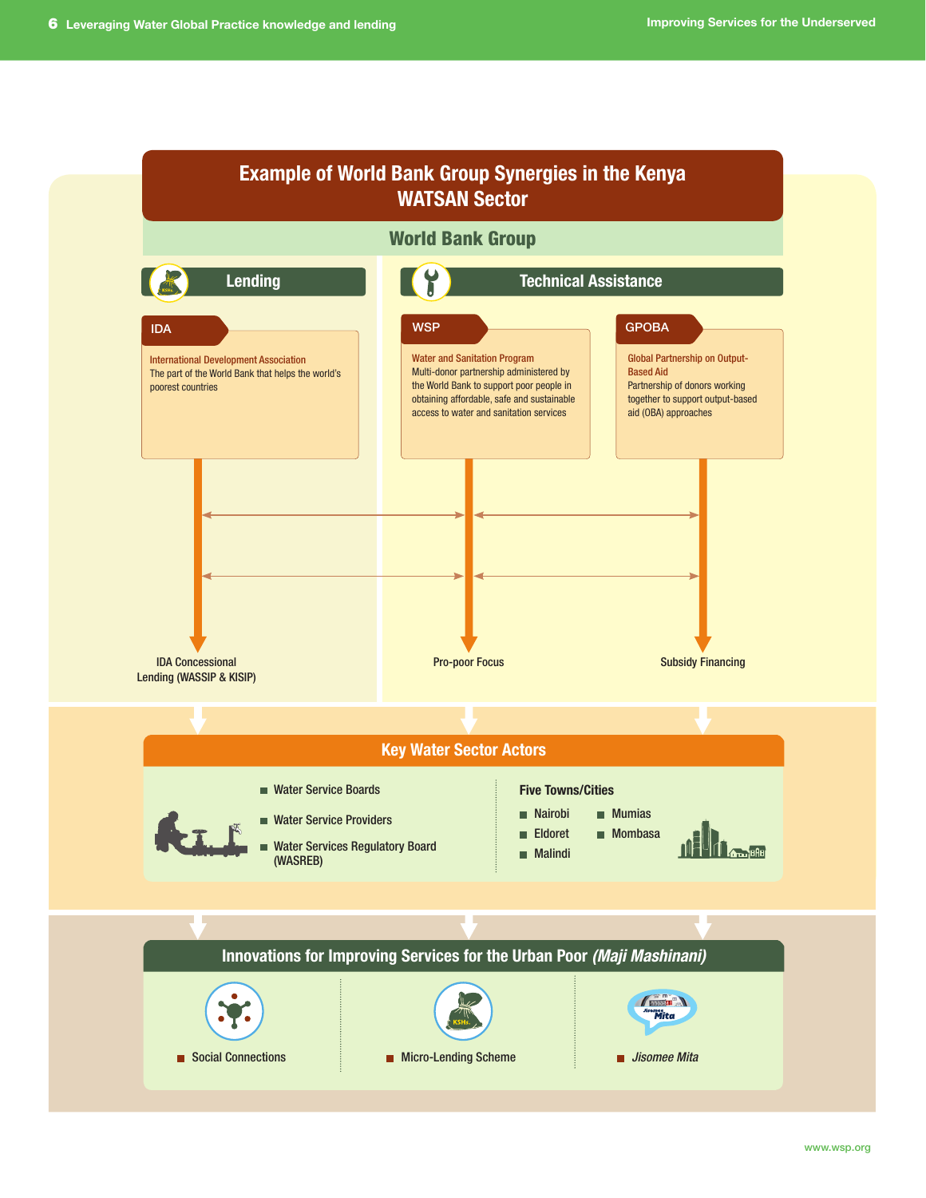# Example of World Bank Group Synergies in the Kenya WATSAN Sector

## World Bank Group

### Lending

**IDA**

International Development Association
The part of the World Bank that helps the world's poorest countries

→ IDA Concessional Lending (WASSIP & KISIP)

### Technical Assistance

**WSP**

Water and Sanitation Program
Multi-donor partnership administered by the World Bank to support poor people in obtaining affordable, safe and sustainable access to water and sanitation services

→ Pro-poor Focus

**GPOBA**

Global Partnership on Output-Based Aid
Partnership of donors working together to support output-based aid (OBA) approaches

→ Subsidy Financing

## Key Water Sector Actors

- Water Service Boards
- Water Service Providers
- Water Services Regulatory Board (WASREB)

**Five Towns/Cities**

- Nairobi
- Eldoret
- Malindi
- Mumias
- Mombasa

## Innovations for Improving Services for the Urban Poor *(Maji Mashinani)*

- Social Connections
- Micro-Lending Scheme
- *Jisomee Mita*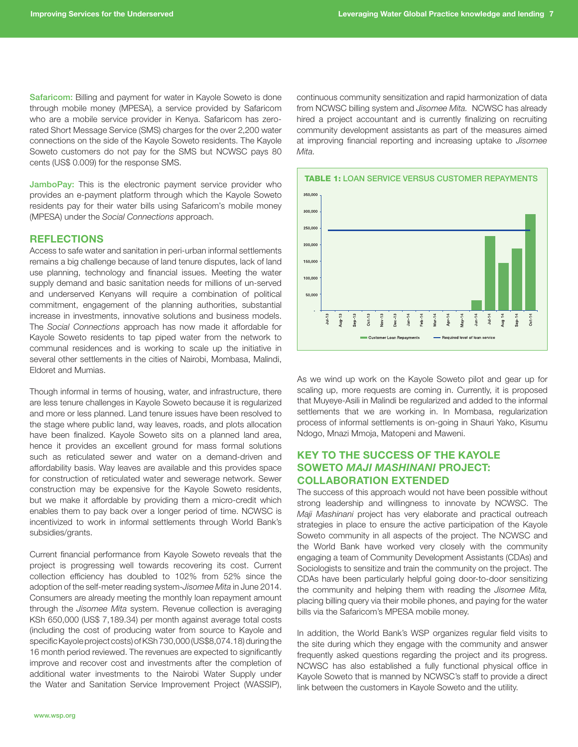**Safaricom:** Billing and payment for water in Kayole Soweto is done through mobile money (MPESA), a service provided by Safaricom who are a mobile service provider in Kenya. Safaricom has zero-rated Short Message Service (SMS) charges for the over 2,200 water connections on the side of the Kayole Soweto residents. The Kayole Soweto customers do not pay for the SMS but NCWSC pays 80 cents (US$ 0.009) for the response SMS.

**JamboPay:** This is the electronic payment service provider who provides an e-payment platform through which the Kayole Soweto residents pay for their water bills using Safaricom's mobile money (MPESA) under the *Social Connections* approach.

## REFLECTIONS

Access to safe water and sanitation in peri-urban informal settlements remains a big challenge because of land tenure disputes, lack of land use planning, technology and financial issues. Meeting the water supply demand and basic sanitation needs for millions of un-served and underserved Kenyans will require a combination of political commitment, engagement of the planning authorities, substantial increase in investments, innovative solutions and business models. The *Social Connections* approach has now made it affordable for Kayole Soweto residents to tap piped water from the network to communal residences and is working to scale up the initiative in several other settlements in the cities of Nairobi, Mombasa, Malindi, Eldoret and Mumias.

Though informal in terms of housing, water, and infrastructure, there are less tenure challenges in Kayole Soweto because it is regularized and more or less planned. Land tenure issues have been resolved to the stage where public land, way leaves, roads, and plots allocation have been finalized. Kayole Soweto sits on a planned land area, hence it provides an excellent ground for mass formal solutions such as reticulated sewer and water on a demand-driven and affordability basis. Way leaves are available and this provides space for construction of reticulated water and sewerage network. Sewer construction may be expensive for the Kayole Soweto residents, but we make it affordable by providing them a micro-credit which enables them to pay back over a longer period of time. NCWSC is incentivized to work in informal settlements through World Bank's subsidies/grants.

Current financial performance from Kayole Soweto reveals that the project is progressing well towards recovering its cost. Current collection efficiency has doubled to 102% from 52% since the adoption of the self-meter reading system-*Jisomee Mita* in June 2014. Consumers are already meeting the monthly loan repayment amount through the *Jisomee Mita* system. Revenue collection is averaging KSh 650,000 (US$ 7,189.34) per month against average total costs (including the cost of producing water from source to Kayole and specific Kayole project costs) of KSh 730,000 (US$8,074.18) during the 16 month period reviewed. The revenues are expected to significantly improve and recover cost and investments after the completion of additional water investments to the Nairobi Water Supply under the Water and Sanitation Service Improvement Project (WASSIP), continuous community sensitization and rapid harmonization of data from NCWSC billing system and *Jisomee Mita.* NCWSC has already hired a project accountant and is currently finalizing on recruiting community development assistants as part of the measures aimed at improving financial reporting and increasing uptake to *Jisomee Mita.*

**TABLE 1:** LOAN SERVICE VERSUS CUSTOMER REPAYMENTS

| Month | Customer Loan Repayments | Required level of loan service |
|---|---|---|
| Jul-13 | | ~245,000 |
| Aug-13 | | ~245,000 |
| Sep-13 | | ~245,000 |
| Oct-13 | | ~245,000 |
| Nov-13 | | ~245,000 |
| Dec-13 | | ~245,000 |
| Jan-14 | | ~245,000 |
| Feb-14 | | ~245,000 |
| Mar-14 | | ~245,000 |
| Apr-14 | | ~245,000 |
| May-14 | | ~245,000 |
| Jun-14 | ~30,000 | ~245,000 |
| Jul-14 | ~225,000 | ~245,000 |
| Aug 14 | ~145,000 | ~245,000 |
| Sep-14 | ~188,000 | ~245,000 |
| Oct-14 | ~292,000 | ~245,000 |

As we wind up work on the Kayole Soweto pilot and gear up for scaling up, more requests are coming in. Currently, it is proposed that Muyeye-Asili in Malindi be regularized and added to the informal settlements that we are working in. In Mombasa, regularization process of informal settlements is on-going in Shauri Yako, Kisumu Ndogo, Mnazi Mmoja, Matopeni and Maweni.

## KEY TO THE SUCCESS OF THE KAYOLE SOWETO *MAJI MASHINANI* PROJECT: COLLABORATION EXTENDED

The success of this approach would not have been possible without strong leadership and willingness to innovate by NCWSC. The *Maji Mashinani* project has very elaborate and practical outreach strategies in place to ensure the active participation of the Kayole Soweto community in all aspects of the project. The NCWSC and the World Bank have worked very closely with the community engaging a team of Community Development Assistants (CDAs) and Sociologists to sensitize and train the community on the project. The CDAs have been particularly helpful going door-to-door sensitizing the community and helping them with reading the *Jisomee Mita,* placing billing query via their mobile phones, and paying for the water bills via the Safaricom's MPESA mobile money.

In addition, the World Bank's WSP organizes regular field visits to the site during which they engage with the community and answer frequently asked questions regarding the project and its progress. NCWSC has also established a fully functional physical office in Kayole Soweto that is manned by NCWSC's staff to provide a direct link between the customers in Kayole Soweto and the utility.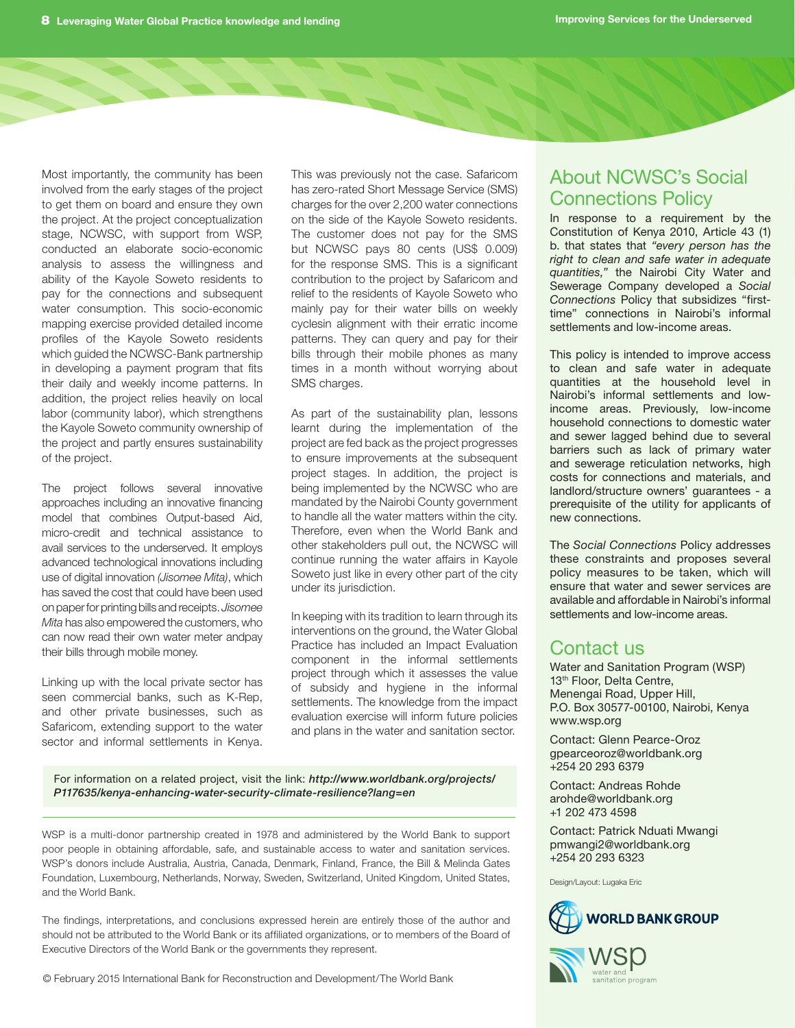Most importantly, the community has been involved from the early stages of the project to get them on board and ensure they own the project. At the project conceptualization stage, NCWSC, with support from WSP, conducted an elaborate socio-economic analysis to assess the willingness and ability of the Kayole Soweto residents to pay for the connections and subsequent water consumption. This socio-economic mapping exercise provided detailed income profiles of the Kayole Soweto residents which guided the NCWSC-Bank partnership in developing a payment program that fits their daily and weekly income patterns. In addition, the project relies heavily on local labor (community labor), which strengthens the Kayole Soweto community ownership of the project and partly ensures sustainability of the project.

The project follows several innovative approaches including an innovative financing model that combines Output-based Aid, micro-credit and technical assistance to avail services to the underserved. It employs advanced technological innovations including use of digital innovation *(Jisomee Mita)*, which has saved the cost that could have been used on paper for printing bills and receipts. *Jisomee Mita* has also empowered the customers, who can now read their own water meter andpay their bills through mobile money.

Linking up with the local private sector has seen commercial banks, such as K-Rep, and other private businesses, such as Safaricom, extending support to the water sector and informal settlements in Kenya. This was previously not the case. Safaricom has zero-rated Short Message Service (SMS) charges for the over 2,200 water connections on the side of the Kayole Soweto residents. The customer does not pay for the SMS but NCWSC pays 80 cents (US$ 0.009) for the response SMS. This is a significant contribution to the project by Safaricom and relief to the residents of Kayole Soweto who mainly pay for their water bills on weekly cyclesin alignment with their erratic income patterns. They can query and pay for their bills through their mobile phones as many times in a month without worrying about SMS charges.

As part of the sustainability plan, lessons learnt during the implementation of the project are fed back as the project progresses to ensure improvements at the subsequent project stages. In addition, the project is being implemented by the NCWSC who are mandated by the Nairobi County government to handle all the water matters within the city. Therefore, even when the World Bank and other stakeholders pull out, the NCWSC will continue running the water affairs in Kayole Soweto just like in every other part of the city under its jurisdiction.

In keeping with its tradition to learn through its interventions on the ground, the Water Global Practice has included an Impact Evaluation component in the informal settlements project through which it assesses the value of subsidy and hygiene in the informal settlements. The knowledge from the impact evaluation exercise will inform future policies and plans in the water and sanitation sector.

For information on a related project, visit the link: ***http://www.worldbank.org/projects/P117635/kenya-enhancing-water-security-climate-resilience?lang=en***

## About NCWSC's Social Connections Policy

In response to a requirement by the Constitution of Kenya 2010, Article 43 (1) b. that states that *"every person has the right to clean and safe water in adequate quantities,"* the Nairobi City Water and Sewerage Company developed a *Social Connections* Policy that subsidizes "first-time" connections in Nairobi's informal settlements and low-income areas.

This policy is intended to improve access to clean and safe water in adequate quantities at the household level in Nairobi's informal settlements and low-income areas. Previously, low-income household connections to domestic water and sewer lagged behind due to several barriers such as lack of primary water and sewerage reticulation networks, high costs for connections and materials, and landlord/structure owners' guarantees - a prerequisite of the utility for applicants of new connections.

The *Social Connections* Policy addresses these constraints and proposes several policy measures to be taken, which will ensure that water and sewer services are available and affordable in Nairobi's informal settlements and low-income areas.

## Contact us

Water and Sanitation Program (WSP)
13th Floor, Delta Centre,
Menengai Road, Upper Hill,
P.O. Box 30577-00100, Nairobi, Kenya
www.wsp.org

Contact: Glenn Pearce-Oroz
gpearceoroz@worldbank.org
+254 20 293 6379

Contact: Andreas Rohde
arohde@worldbank.org
+1 202 473 4598

Contact: Patrick Nduati Mwangi
pmwangi2@worldbank.org
+254 20 293 6323

Design/Layout: Lugaka Eric

WSP is a multi-donor partnership created in 1978 and administered by the World Bank to support poor people in obtaining affordable, safe, and sustainable access to water and sanitation services. WSP's donors include Australia, Austria, Canada, Denmark, Finland, France, the Bill & Melinda Gates Foundation, Luxembourg, Netherlands, Norway, Sweden, Switzerland, United Kingdom, United States, and the World Bank.

The findings, interpretations, and conclusions expressed herein are entirely those of the author and should not be attributed to the World Bank or its affiliated organizations, or to members of the Board of Executive Directors of the World Bank or the governments they represent.

© February 2015 International Bank for Reconstruction and Development/The World Bank

WORLD BANK GROUP

wsp water and sanitation program